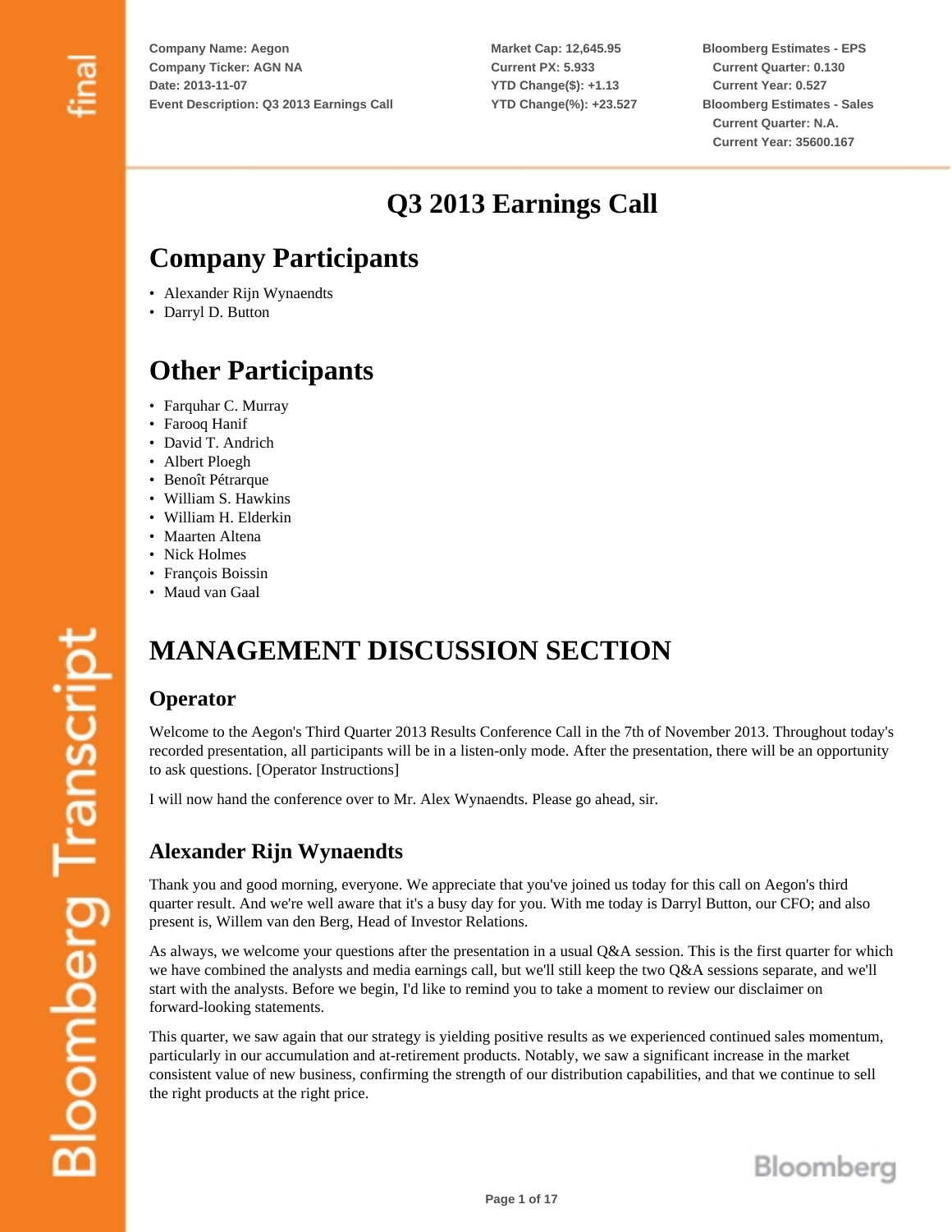Company Name: Aegon
Company Ticker: AGN NA
Date: 2013-11-07
Event Description: Q3 2013 Earnings Call

Market Cap: 12,645.95
Current PX: 5.933
YTD Change($): +1.13
YTD Change(%): +23.527

Bloomberg Estimates - EPS
Current Quarter: 0.130
Current Year: 0.527
Bloomberg Estimates - Sales
Current Quarter: N.A.
Current Year: 35600.167

# Q3 2013 Earnings Call

## Company Participants

- Alexander Rijn Wynaendts
- Darryl D. Button

## Other Participants

- Farquhar C. Murray
- Farooq Hanif
- David T. Andrich
- Albert Ploegh
- Benoît Pétrarque
- William S. Hawkins
- William H. Elderkin
- Maarten Altena
- Nick Holmes
- François Boissin
- Maud van Gaal

## MANAGEMENT DISCUSSION SECTION

### Operator

Welcome to the Aegon's Third Quarter 2013 Results Conference Call in the 7th of November 2013. Throughout today's recorded presentation, all participants will be in a listen-only mode. After the presentation, there will be an opportunity to ask questions. [Operator Instructions]

I will now hand the conference over to Mr. Alex Wynaendts. Please go ahead, sir.

### Alexander Rijn Wynaendts

Thank you and good morning, everyone. We appreciate that you've joined us today for this call on Aegon's third quarter result. And we're well aware that it's a busy day for you. With me today is Darryl Button, our CFO; and also present is, Willem van den Berg, Head of Investor Relations.

As always, we welcome your questions after the presentation in a usual Q&A session. This is the first quarter for which we have combined the analysts and media earnings call, but we'll still keep the two Q&A sessions separate, and we'll start with the analysts. Before we begin, I'd like to remind you to take a moment to review our disclaimer on forward-looking statements.

This quarter, we saw again that our strategy is yielding positive results as we experienced continued sales momentum, particularly in our accumulation and at-retirement products. Notably, we saw a significant increase in the market consistent value of new business, confirming the strength of our distribution capabilities, and that we continue to sell the right products at the right price.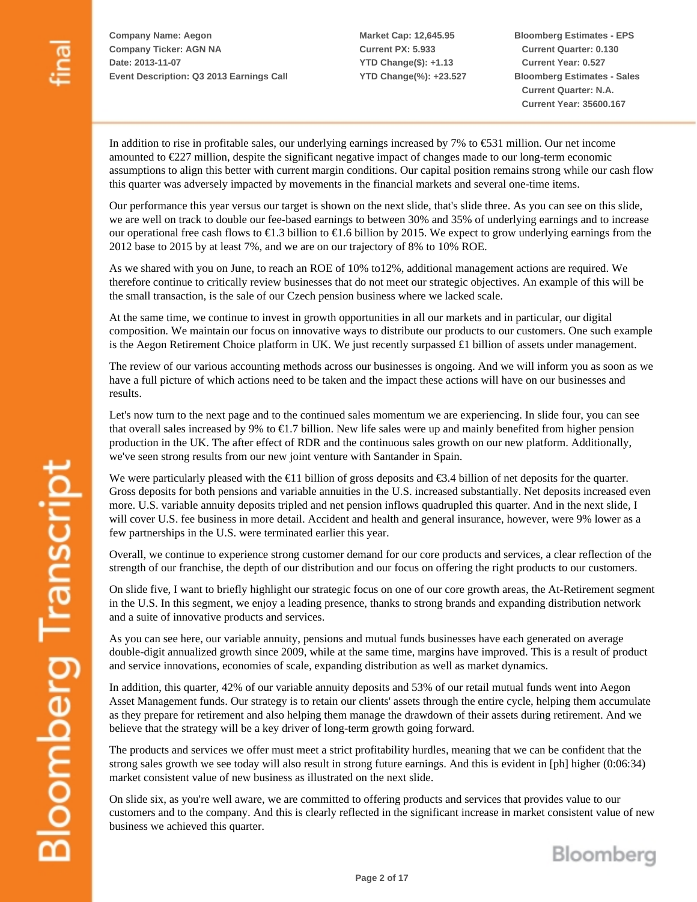In addition to rise in profitable sales, our underlying earnings increased by 7% to €531 million. Our net income amounted to €227 million, despite the significant negative impact of changes made to our long-term economic assumptions to align this better with current margin conditions. Our capital position remains strong while our cash flow this quarter was adversely impacted by movements in the financial markets and several one-time items.

Our performance this year versus our target is shown on the next slide, that's slide three. As you can see on this slide, we are well on track to double our fee-based earnings to between 30% and 35% of underlying earnings and to increase our operational free cash flows to €1.3 billion to €1.6 billion by 2015. We expect to grow underlying earnings from the 2012 base to 2015 by at least 7%, and we are on our trajectory of 8% to 10% ROE.

As we shared with you on June, to reach an ROE of 10% to12%, additional management actions are required. We therefore continue to critically review businesses that do not meet our strategic objectives. An example of this will be the small transaction, is the sale of our Czech pension business where we lacked scale.

At the same time, we continue to invest in growth opportunities in all our markets and in particular, our digital composition. We maintain our focus on innovative ways to distribute our products to our customers. One such example is the Aegon Retirement Choice platform in UK. We just recently surpassed £1 billion of assets under management.

The review of our various accounting methods across our businesses is ongoing. And we will inform you as soon as we have a full picture of which actions need to be taken and the impact these actions will have on our businesses and results.

Let's now turn to the next page and to the continued sales momentum we are experiencing. In slide four, you can see that overall sales increased by 9% to €1.7 billion. New life sales were up and mainly benefited from higher pension production in the UK. The after effect of RDR and the continuous sales growth on our new platform. Additionally, we've seen strong results from our new joint venture with Santander in Spain.

We were particularly pleased with the €11 billion of gross deposits and €3.4 billion of net deposits for the quarter. Gross deposits for both pensions and variable annuities in the U.S. increased substantially. Net deposits increased even more. U.S. variable annuity deposits tripled and net pension inflows quadrupled this quarter. And in the next slide, I will cover U.S. fee business in more detail. Accident and health and general insurance, however, were 9% lower as a few partnerships in the U.S. were terminated earlier this year.

Overall, we continue to experience strong customer demand for our core products and services, a clear reflection of the strength of our franchise, the depth of our distribution and our focus on offering the right products to our customers.

On slide five, I want to briefly highlight our strategic focus on one of our core growth areas, the At-Retirement segment in the U.S. In this segment, we enjoy a leading presence, thanks to strong brands and expanding distribution network and a suite of innovative products and services.

As you can see here, our variable annuity, pensions and mutual funds businesses have each generated on average double-digit annualized growth since 2009, while at the same time, margins have improved. This is a result of product and service innovations, economies of scale, expanding distribution as well as market dynamics.

In addition, this quarter, 42% of our variable annuity deposits and 53% of our retail mutual funds went into Aegon Asset Management funds. Our strategy is to retain our clients' assets through the entire cycle, helping them accumulate as they prepare for retirement and also helping them manage the drawdown of their assets during retirement. And we believe that the strategy will be a key driver of long-term growth going forward.

The products and services we offer must meet a strict profitability hurdles, meaning that we can be confident that the strong sales growth we see today will also result in strong future earnings. And this is evident in [ph] higher (0:06:34) market consistent value of new business as illustrated on the next slide.

On slide six, as you're well aware, we are committed to offering products and services that provides value to our customers and to the company. And this is clearly reflected in the significant increase in market consistent value of new business we achieved this quarter.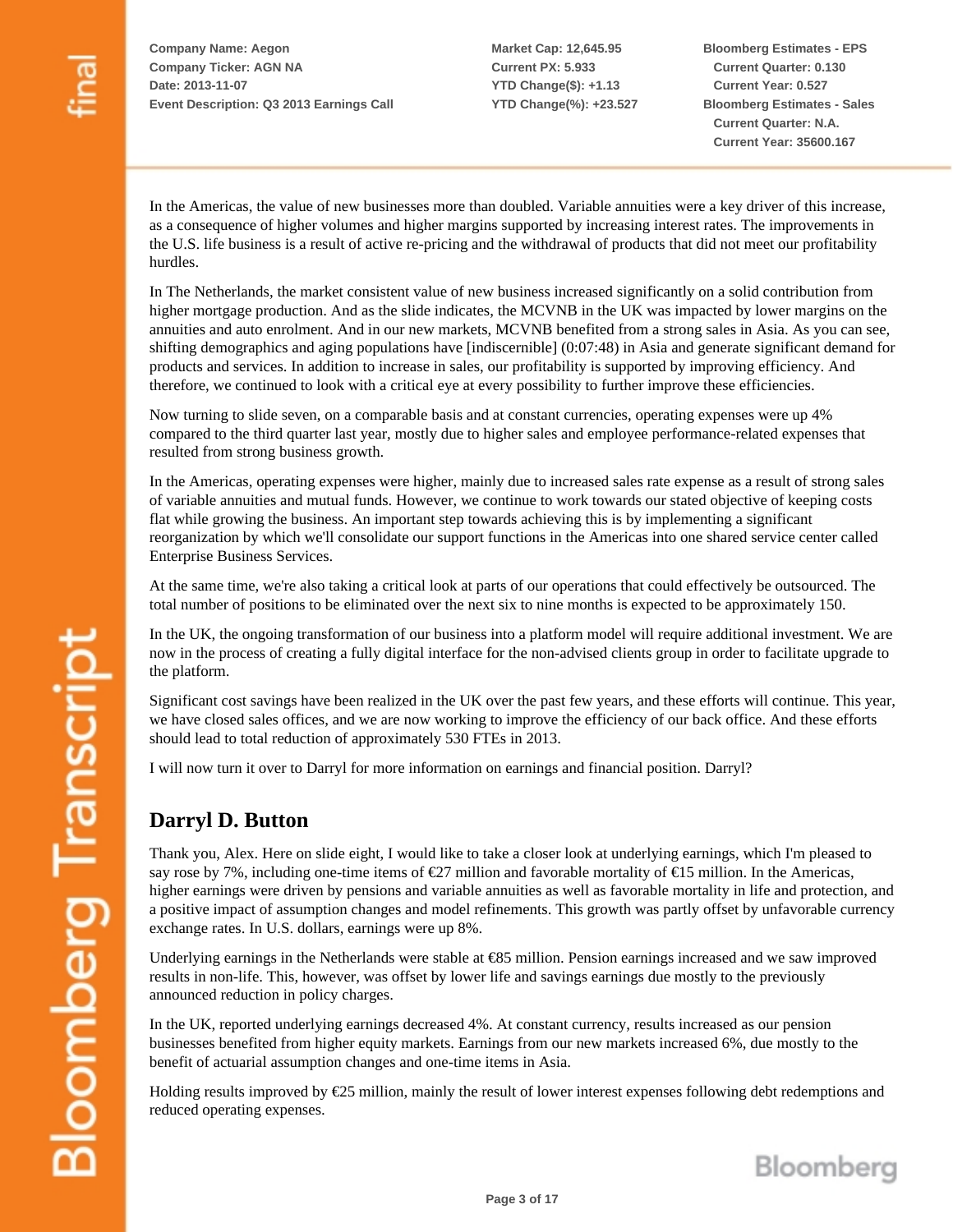In the Americas, the value of new businesses more than doubled. Variable annuities were a key driver of this increase, as a consequence of higher volumes and higher margins supported by increasing interest rates. The improvements in the U.S. life business is a result of active re-pricing and the withdrawal of products that did not meet our profitability hurdles.

In The Netherlands, the market consistent value of new business increased significantly on a solid contribution from higher mortgage production. And as the slide indicates, the MCVNB in the UK was impacted by lower margins on the annuities and auto enrolment. And in our new markets, MCVNB benefited from a strong sales in Asia. As you can see, shifting demographics and aging populations have [indiscernible] (0:07:48) in Asia and generate significant demand for products and services. In addition to increase in sales, our profitability is supported by improving efficiency. And therefore, we continued to look with a critical eye at every possibility to further improve these efficiencies.

Now turning to slide seven, on a comparable basis and at constant currencies, operating expenses were up 4% compared to the third quarter last year, mostly due to higher sales and employee performance-related expenses that resulted from strong business growth.

In the Americas, operating expenses were higher, mainly due to increased sales rate expense as a result of strong sales of variable annuities and mutual funds. However, we continue to work towards our stated objective of keeping costs flat while growing the business. An important step towards achieving this is by implementing a significant reorganization by which we'll consolidate our support functions in the Americas into one shared service center called Enterprise Business Services.

At the same time, we're also taking a critical look at parts of our operations that could effectively be outsourced. The total number of positions to be eliminated over the next six to nine months is expected to be approximately 150.

In the UK, the ongoing transformation of our business into a platform model will require additional investment. We are now in the process of creating a fully digital interface for the non-advised clients group in order to facilitate upgrade to the platform.

Significant cost savings have been realized in the UK over the past few years, and these efforts will continue. This year, we have closed sales offices, and we are now working to improve the efficiency of our back office. And these efforts should lead to total reduction of approximately 530 FTEs in 2013.

I will now turn it over to Darryl for more information on earnings and financial position. Darryl?

## Darryl D. Button

Thank you, Alex. Here on slide eight, I would like to take a closer look at underlying earnings, which I'm pleased to say rose by 7%, including one-time items of €27 million and favorable mortality of €15 million. In the Americas, higher earnings were driven by pensions and variable annuities as well as favorable mortality in life and protection, and a positive impact of assumption changes and model refinements. This growth was partly offset by unfavorable currency exchange rates. In U.S. dollars, earnings were up 8%.

Underlying earnings in the Netherlands were stable at €85 million. Pension earnings increased and we saw improved results in non-life. This, however, was offset by lower life and savings earnings due mostly to the previously announced reduction in policy charges.

In the UK, reported underlying earnings decreased 4%. At constant currency, results increased as our pension businesses benefited from higher equity markets. Earnings from our new markets increased 6%, due mostly to the benefit of actuarial assumption changes and one-time items in Asia.

Holding results improved by €25 million, mainly the result of lower interest expenses following debt redemptions and reduced operating expenses.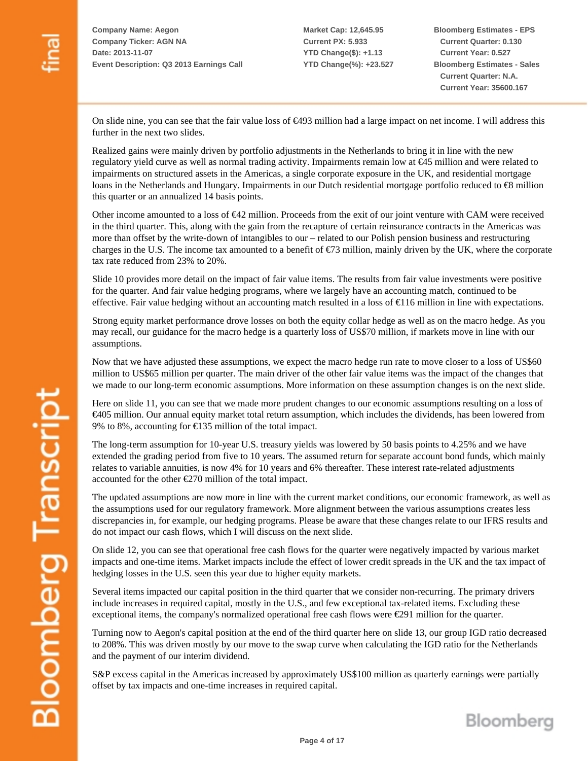On slide nine, you can see that the fair value loss of €493 million had a large impact on net income. I will address this further in the next two slides.

Realized gains were mainly driven by portfolio adjustments in the Netherlands to bring it in line with the new regulatory yield curve as well as normal trading activity. Impairments remain low at €45 million and were related to impairments on structured assets in the Americas, a single corporate exposure in the UK, and residential mortgage loans in the Netherlands and Hungary. Impairments in our Dutch residential mortgage portfolio reduced to €8 million this quarter or an annualized 14 basis points.

Other income amounted to a loss of €42 million. Proceeds from the exit of our joint venture with CAM were received in the third quarter. This, along with the gain from the recapture of certain reinsurance contracts in the Americas was more than offset by the write-down of intangibles to our – related to our Polish pension business and restructuring charges in the U.S. The income tax amounted to a benefit of €73 million, mainly driven by the UK, where the corporate tax rate reduced from 23% to 20%.

Slide 10 provides more detail on the impact of fair value items. The results from fair value investments were positive for the quarter. And fair value hedging programs, where we largely have an accounting match, continued to be effective. Fair value hedging without an accounting match resulted in a loss of €116 million in line with expectations.

Strong equity market performance drove losses on both the equity collar hedge as well as on the macro hedge. As you may recall, our guidance for the macro hedge is a quarterly loss of US$70 million, if markets move in line with our assumptions.

Now that we have adjusted these assumptions, we expect the macro hedge run rate to move closer to a loss of US$60 million to US$65 million per quarter. The main driver of the other fair value items was the impact of the changes that we made to our long-term economic assumptions. More information on these assumption changes is on the next slide.

Here on slide 11, you can see that we made more prudent changes to our economic assumptions resulting on a loss of €405 million. Our annual equity market total return assumption, which includes the dividends, has been lowered from 9% to 8%, accounting for €135 million of the total impact.

The long-term assumption for 10-year U.S. treasury yields was lowered by 50 basis points to 4.25% and we have extended the grading period from five to 10 years. The assumed return for separate account bond funds, which mainly relates to variable annuities, is now 4% for 10 years and 6% thereafter. These interest rate-related adjustments accounted for the other €270 million of the total impact.

The updated assumptions are now more in line with the current market conditions, our economic framework, as well as the assumptions used for our regulatory framework. More alignment between the various assumptions creates less discrepancies in, for example, our hedging programs. Please be aware that these changes relate to our IFRS results and do not impact our cash flows, which I will discuss on the next slide.

On slide 12, you can see that operational free cash flows for the quarter were negatively impacted by various market impacts and one-time items. Market impacts include the effect of lower credit spreads in the UK and the tax impact of hedging losses in the U.S. seen this year due to higher equity markets.

Several items impacted our capital position in the third quarter that we consider non-recurring. The primary drivers include increases in required capital, mostly in the U.S., and few exceptional tax-related items. Excluding these exceptional items, the company's normalized operational free cash flows were €291 million for the quarter.

Turning now to Aegon's capital position at the end of the third quarter here on slide 13, our group IGD ratio decreased to 208%. This was driven mostly by our move to the swap curve when calculating the IGD ratio for the Netherlands and the payment of our interim dividend.

S&P excess capital in the Americas increased by approximately US$100 million as quarterly earnings were partially offset by tax impacts and one-time increases in required capital.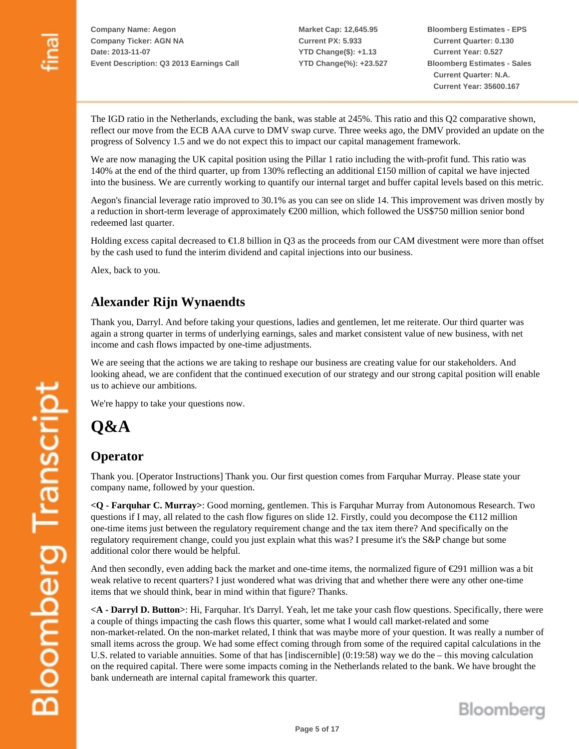The IGD ratio in the Netherlands, excluding the bank, was stable at 245%. This ratio and this Q2 comparative shown, reflect our move from the ECB AAA curve to DMV swap curve. Three weeks ago, the DMV provided an update on the progress of Solvency 1.5 and we do not expect this to impact our capital management framework.

We are now managing the UK capital position using the Pillar 1 ratio including the with-profit fund. This ratio was 140% at the end of the third quarter, up from 130% reflecting an additional £150 million of capital we have injected into the business. We are currently working to quantify our internal target and buffer capital levels based on this metric.

Aegon's financial leverage ratio improved to 30.1% as you can see on slide 14. This improvement was driven mostly by a reduction in short-term leverage of approximately €200 million, which followed the US$750 million senior bond redeemed last quarter.

Holding excess capital decreased to €1.8 billion in Q3 as the proceeds from our CAM divestment were more than offset by the cash used to fund the interim dividend and capital injections into our business.

Alex, back to you.

## Alexander Rijn Wynaendts

Thank you, Darryl. And before taking your questions, ladies and gentlemen, let me reiterate. Our third quarter was again a strong quarter in terms of underlying earnings, sales and market consistent value of new business, with net income and cash flows impacted by one-time adjustments.

We are seeing that the actions we are taking to reshape our business are creating value for our stakeholders. And looking ahead, we are confident that the continued execution of our strategy and our strong capital position will enable us to achieve our ambitions.

We're happy to take your questions now.

# Q&A

## Operator

Thank you. [Operator Instructions] Thank you. Our first question comes from Farquhar Murray. Please state your company name, followed by your question.

**<Q - Farquhar C. Murray>**: Good morning, gentlemen. This is Farquhar Murray from Autonomous Research. Two questions if I may, all related to the cash flow figures on slide 12. Firstly, could you decompose the €112 million one-time items just between the regulatory requirement change and the tax item there? And specifically on the regulatory requirement change, could you just explain what this was? I presume it's the S&P change but some additional color there would be helpful.

And then secondly, even adding back the market and one-time items, the normalized figure of €291 million was a bit weak relative to recent quarters? I just wondered what was driving that and whether there were any other one-time items that we should think, bear in mind within that figure? Thanks.

**<A - Darryl D. Button>**: Hi, Farquhar. It's Darryl. Yeah, let me take your cash flow questions. Specifically, there were a couple of things impacting the cash flows this quarter, some what I would call market-related and some non-market-related. On the non-market related, I think that was maybe more of your question. It was really a number of small items across the group. We had some effect coming through from some of the required capital calculations in the U.S. related to variable annuities. Some of that has [indiscernible] (0:19:58) way we do the – this moving calculation on the required capital. There were some impacts coming in the Netherlands related to the bank. We have brought the bank underneath are internal capital framework this quarter.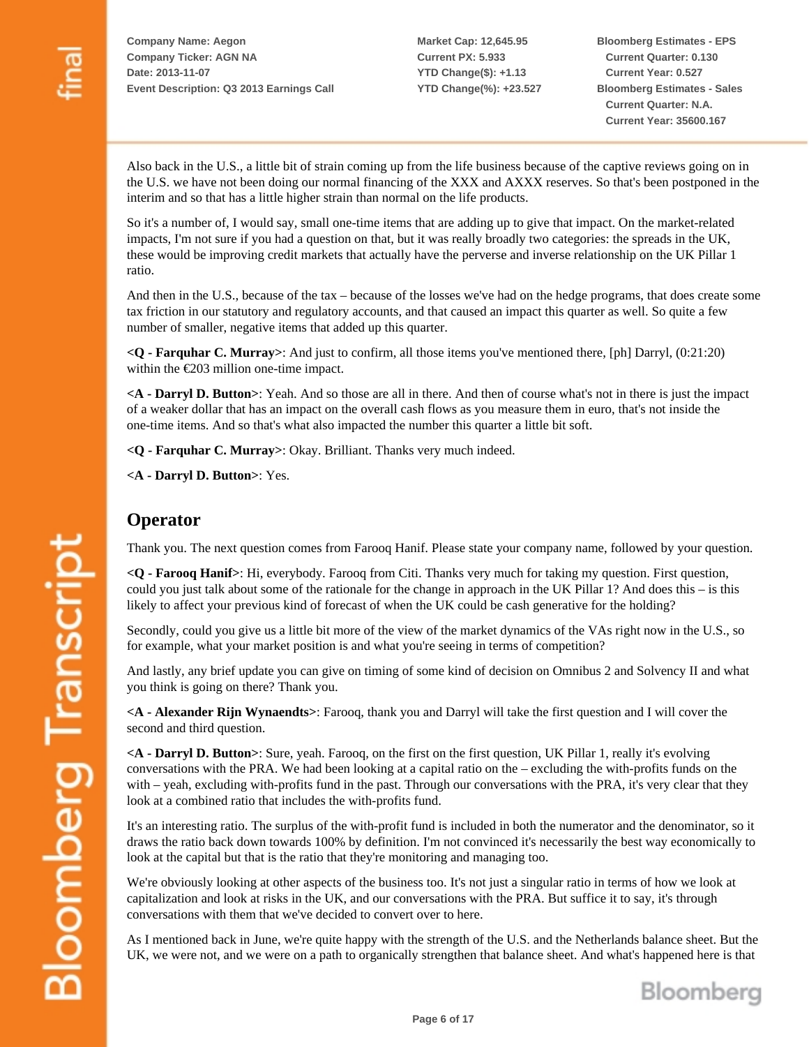Also back in the U.S., a little bit of strain coming up from the life business because of the captive reviews going on in the U.S. we have not been doing our normal financing of the XXX and AXXX reserves. So that's been postponed in the interim and so that has a little higher strain than normal on the life products.

So it's a number of, I would say, small one-time items that are adding up to give that impact. On the market-related impacts, I'm not sure if you had a question on that, but it was really broadly two categories: the spreads in the UK, these would be improving credit markets that actually have the perverse and inverse relationship on the UK Pillar 1 ratio.

And then in the U.S., because of the tax – because of the losses we've had on the hedge programs, that does create some tax friction in our statutory and regulatory accounts, and that caused an impact this quarter as well. So quite a few number of smaller, negative items that added up this quarter.

**<Q - Farquhar C. Murray>**: And just to confirm, all those items you've mentioned there, [ph] Darryl, (0:21:20) within the €203 million one-time impact.

**<A - Darryl D. Button>**: Yeah. And so those are all in there. And then of course what's not in there is just the impact of a weaker dollar that has an impact on the overall cash flows as you measure them in euro, that's not inside the one-time items. And so that's what also impacted the number this quarter a little bit soft.

**<Q - Farquhar C. Murray>**: Okay. Brilliant. Thanks very much indeed.

**<A - Darryl D. Button>**: Yes.

## Operator

Thank you. The next question comes from Farooq Hanif. Please state your company name, followed by your question.

**<Q - Farooq Hanif>**: Hi, everybody. Farooq from Citi. Thanks very much for taking my question. First question, could you just talk about some of the rationale for the change in approach in the UK Pillar 1? And does this – is this likely to affect your previous kind of forecast of when the UK could be cash generative for the holding?

Secondly, could you give us a little bit more of the view of the market dynamics of the VAs right now in the U.S., so for example, what your market position is and what you're seeing in terms of competition?

And lastly, any brief update you can give on timing of some kind of decision on Omnibus 2 and Solvency II and what you think is going on there? Thank you.

**<A - Alexander Rijn Wynaendts>**: Farooq, thank you and Darryl will take the first question and I will cover the second and third question.

**<A - Darryl D. Button>**: Sure, yeah. Farooq, on the first on the first question, UK Pillar 1, really it's evolving conversations with the PRA. We had been looking at a capital ratio on the – excluding the with-profits funds on the with – yeah, excluding with-profits fund in the past. Through our conversations with the PRA, it's very clear that they look at a combined ratio that includes the with-profits fund.

It's an interesting ratio. The surplus of the with-profit fund is included in both the numerator and the denominator, so it draws the ratio back down towards 100% by definition. I'm not convinced it's necessarily the best way economically to look at the capital but that is the ratio that they're monitoring and managing too.

We're obviously looking at other aspects of the business too. It's not just a singular ratio in terms of how we look at capitalization and look at risks in the UK, and our conversations with the PRA. But suffice it to say, it's through conversations with them that we've decided to convert over to here.

As I mentioned back in June, we're quite happy with the strength of the U.S. and the Netherlands balance sheet. But the UK, we were not, and we were on a path to organically strengthen that balance sheet. And what's happened here is that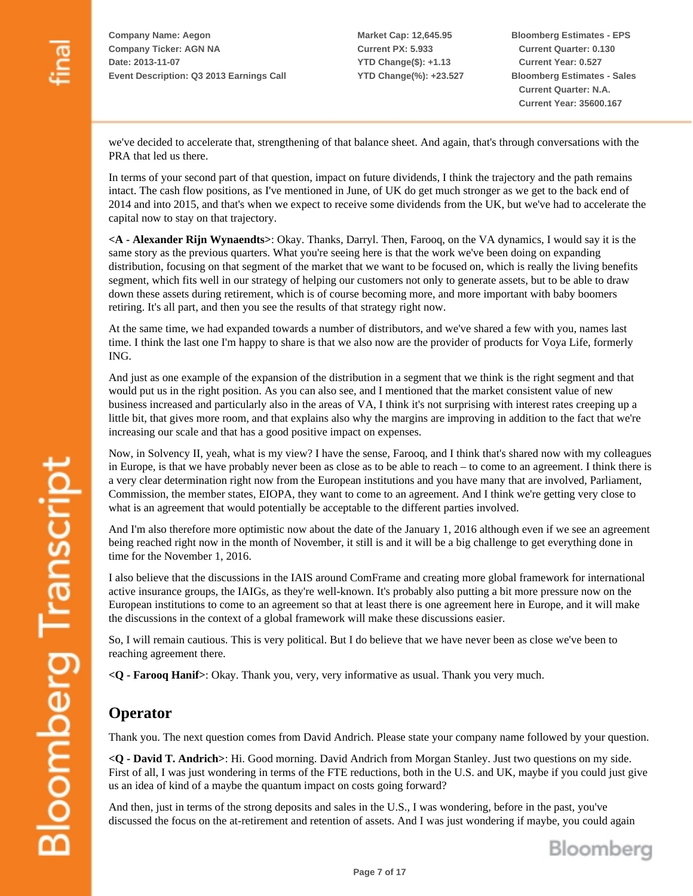we've decided to accelerate that, strengthening of that balance sheet. And again, that's through conversations with the PRA that led us there.

In terms of your second part of that question, impact on future dividends, I think the trajectory and the path remains intact. The cash flow positions, as I've mentioned in June, of UK do get much stronger as we get to the back end of 2014 and into 2015, and that's when we expect to receive some dividends from the UK, but we've had to accelerate the capital now to stay on that trajectory.

**<A - Alexander Rijn Wynaendts>**: Okay. Thanks, Darryl. Then, Farooq, on the VA dynamics, I would say it is the same story as the previous quarters. What you're seeing here is that the work we've been doing on expanding distribution, focusing on that segment of the market that we want to be focused on, which is really the living benefits segment, which fits well in our strategy of helping our customers not only to generate assets, but to be able to draw down these assets during retirement, which is of course becoming more, and more important with baby boomers retiring. It's all part, and then you see the results of that strategy right now.

At the same time, we had expanded towards a number of distributors, and we've shared a few with you, names last time. I think the last one I'm happy to share is that we also now are the provider of products for Voya Life, formerly ING.

And just as one example of the expansion of the distribution in a segment that we think is the right segment and that would put us in the right position. As you can also see, and I mentioned that the market consistent value of new business increased and particularly also in the areas of VA, I think it's not surprising with interest rates creeping up a little bit, that gives more room, and that explains also why the margins are improving in addition to the fact that we're increasing our scale and that has a good positive impact on expenses.

Now, in Solvency II, yeah, what is my view? I have the sense, Farooq, and I think that's shared now with my colleagues in Europe, is that we have probably never been as close as to be able to reach – to come to an agreement. I think there is a very clear determination right now from the European institutions and you have many that are involved, Parliament, Commission, the member states, EIOPA, they want to come to an agreement. And I think we're getting very close to what is an agreement that would potentially be acceptable to the different parties involved.

And I'm also therefore more optimistic now about the date of the January 1, 2016 although even if we see an agreement being reached right now in the month of November, it still is and it will be a big challenge to get everything done in time for the November 1, 2016.

I also believe that the discussions in the IAIS around ComFrame and creating more global framework for international active insurance groups, the IAIGs, as they're well-known. It's probably also putting a bit more pressure now on the European institutions to come to an agreement so that at least there is one agreement here in Europe, and it will make the discussions in the context of a global framework will make these discussions easier.

So, I will remain cautious. This is very political. But I do believe that we have never been as close we've been to reaching agreement there.

**<Q - Farooq Hanif>**: Okay. Thank you, very, very informative as usual. Thank you very much.

## Operator

Thank you. The next question comes from David Andrich. Please state your company name followed by your question.

**<Q - David T. Andrich>**: Hi. Good morning. David Andrich from Morgan Stanley. Just two questions on my side. First of all, I was just wondering in terms of the FTE reductions, both in the U.S. and UK, maybe if you could just give us an idea of kind of a maybe the quantum impact on costs going forward?

And then, just in terms of the strong deposits and sales in the U.S., I was wondering, before in the past, you've discussed the focus on the at-retirement and retention of assets. And I was just wondering if maybe, you could again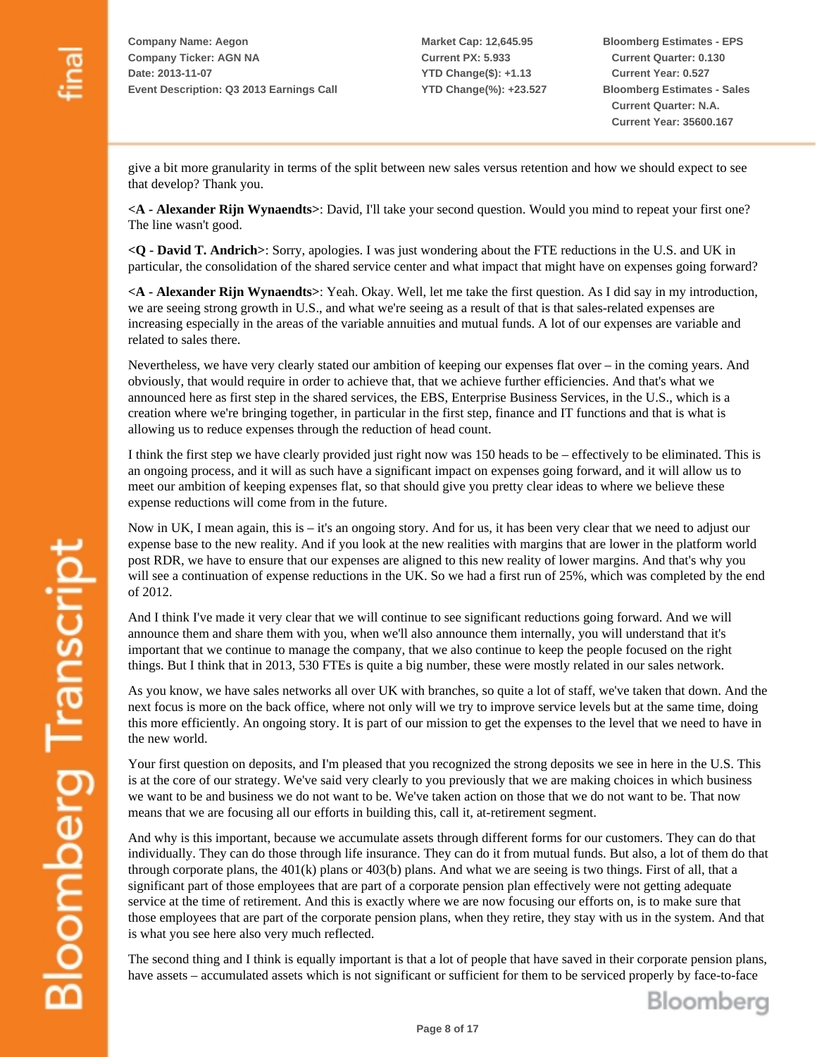give a bit more granularity in terms of the split between new sales versus retention and how we should expect to see that develop? Thank you.

**<A - Alexander Rijn Wynaendts>**: David, I'll take your second question. Would you mind to repeat your first one? The line wasn't good.

**<Q - David T. Andrich>**: Sorry, apologies. I was just wondering about the FTE reductions in the U.S. and UK in particular, the consolidation of the shared service center and what impact that might have on expenses going forward?

**<A - Alexander Rijn Wynaendts>**: Yeah. Okay. Well, let me take the first question. As I did say in my introduction, we are seeing strong growth in U.S., and what we're seeing as a result of that is that sales-related expenses are increasing especially in the areas of the variable annuities and mutual funds. A lot of our expenses are variable and related to sales there.

Nevertheless, we have very clearly stated our ambition of keeping our expenses flat over – in the coming years. And obviously, that would require in order to achieve that, that we achieve further efficiencies. And that's what we announced here as first step in the shared services, the EBS, Enterprise Business Services, in the U.S., which is a creation where we're bringing together, in particular in the first step, finance and IT functions and that is what is allowing us to reduce expenses through the reduction of head count.

I think the first step we have clearly provided just right now was 150 heads to be – effectively to be eliminated. This is an ongoing process, and it will as such have a significant impact on expenses going forward, and it will allow us to meet our ambition of keeping expenses flat, so that should give you pretty clear ideas to where we believe these expense reductions will come from in the future.

Now in UK, I mean again, this is – it's an ongoing story. And for us, it has been very clear that we need to adjust our expense base to the new reality. And if you look at the new realities with margins that are lower in the platform world post RDR, we have to ensure that our expenses are aligned to this new reality of lower margins. And that's why you will see a continuation of expense reductions in the UK. So we had a first run of 25%, which was completed by the end of 2012.

And I think I've made it very clear that we will continue to see significant reductions going forward. And we will announce them and share them with you, when we'll also announce them internally, you will understand that it's important that we continue to manage the company, that we also continue to keep the people focused on the right things. But I think that in 2013, 530 FTEs is quite a big number, these were mostly related in our sales network.

As you know, we have sales networks all over UK with branches, so quite a lot of staff, we've taken that down. And the next focus is more on the back office, where not only will we try to improve service levels but at the same time, doing this more efficiently. An ongoing story. It is part of our mission to get the expenses to the level that we need to have in the new world.

Your first question on deposits, and I'm pleased that you recognized the strong deposits we see in here in the U.S. This is at the core of our strategy. We've said very clearly to you previously that we are making choices in which business we want to be and business we do not want to be. We've taken action on those that we do not want to be. That now means that we are focusing all our efforts in building this, call it, at-retirement segment.

And why is this important, because we accumulate assets through different forms for our customers. They can do that individually. They can do those through life insurance. They can do it from mutual funds. But also, a lot of them do that through corporate plans, the 401(k) plans or 403(b) plans. And what we are seeing is two things. First of all, that a significant part of those employees that are part of a corporate pension plan effectively were not getting adequate service at the time of retirement. And this is exactly where we are now focusing our efforts on, is to make sure that those employees that are part of the corporate pension plans, when they retire, they stay with us in the system. And that is what you see here also very much reflected.

The second thing and I think is equally important is that a lot of people that have saved in their corporate pension plans, have assets – accumulated assets which is not significant or sufficient for them to be serviced properly by face-to-face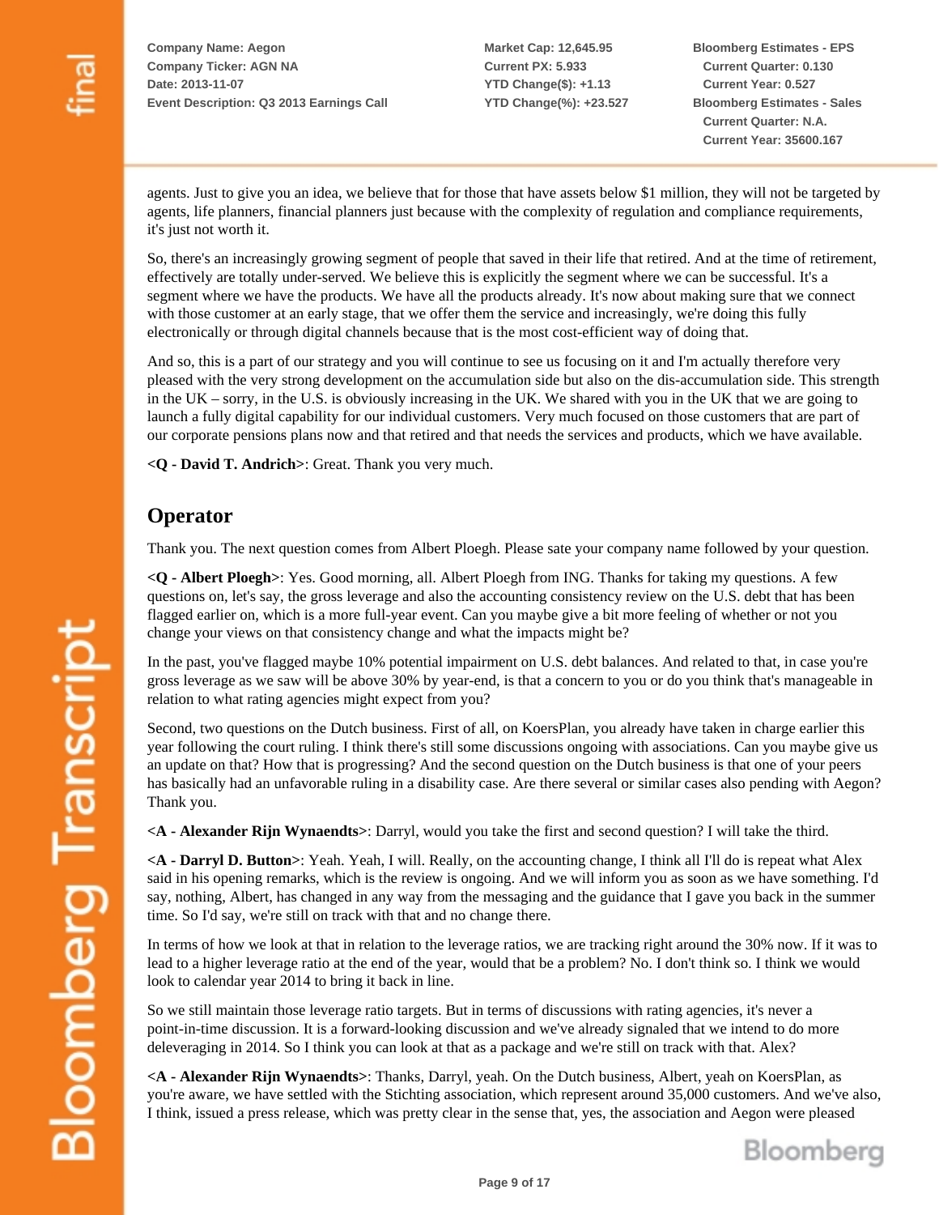agents. Just to give you an idea, we believe that for those that have assets below $1 million, they will not be targeted by agents, life planners, financial planners just because with the complexity of regulation and compliance requirements, it's just not worth it.

So, there's an increasingly growing segment of people that saved in their life that retired. And at the time of retirement, effectively are totally under-served. We believe this is explicitly the segment where we can be successful. It's a segment where we have the products. We have all the products already. It's now about making sure that we connect with those customer at an early stage, that we offer them the service and increasingly, we're doing this fully electronically or through digital channels because that is the most cost-efficient way of doing that.

And so, this is a part of our strategy and you will continue to see us focusing on it and I'm actually therefore very pleased with the very strong development on the accumulation side but also on the dis-accumulation side. This strength in the UK – sorry, in the U.S. is obviously increasing in the UK. We shared with you in the UK that we are going to launch a fully digital capability for our individual customers. Very much focused on those customers that are part of our corporate pensions plans now and that retired and that needs the services and products, which we have available.

**<Q - David T. Andrich>**: Great. Thank you very much.

## Operator

Thank you. The next question comes from Albert Ploegh. Please sate your company name followed by your question.

**<Q - Albert Ploegh>**: Yes. Good morning, all. Albert Ploegh from ING. Thanks for taking my questions. A few questions on, let's say, the gross leverage and also the accounting consistency review on the U.S. debt that has been flagged earlier on, which is a more full-year event. Can you maybe give a bit more feeling of whether or not you change your views on that consistency change and what the impacts might be?

In the past, you've flagged maybe 10% potential impairment on U.S. debt balances. And related to that, in case you're gross leverage as we saw will be above 30% by year-end, is that a concern to you or do you think that's manageable in relation to what rating agencies might expect from you?

Second, two questions on the Dutch business. First of all, on KoersPlan, you already have taken in charge earlier this year following the court ruling. I think there's still some discussions ongoing with associations. Can you maybe give us an update on that? How that is progressing? And the second question on the Dutch business is that one of your peers has basically had an unfavorable ruling in a disability case. Are there several or similar cases also pending with Aegon? Thank you.

**<A - Alexander Rijn Wynaendts>**: Darryl, would you take the first and second question? I will take the third.

**<A - Darryl D. Button>**: Yeah. Yeah, I will. Really, on the accounting change, I think all I'll do is repeat what Alex said in his opening remarks, which is the review is ongoing. And we will inform you as soon as we have something. I'd say, nothing, Albert, has changed in any way from the messaging and the guidance that I gave you back in the summer time. So I'd say, we're still on track with that and no change there.

In terms of how we look at that in relation to the leverage ratios, we are tracking right around the 30% now. If it was to lead to a higher leverage ratio at the end of the year, would that be a problem? No. I don't think so. I think we would look to calendar year 2014 to bring it back in line.

So we still maintain those leverage ratio targets. But in terms of discussions with rating agencies, it's never a point-in-time discussion. It is a forward-looking discussion and we've already signaled that we intend to do more deleveraging in 2014. So I think you can look at that as a package and we're still on track with that. Alex?

**<A - Alexander Rijn Wynaendts>**: Thanks, Darryl, yeah. On the Dutch business, Albert, yeah on KoersPlan, as you're aware, we have settled with the Stichting association, which represent around 35,000 customers. And we've also, I think, issued a press release, which was pretty clear in the sense that, yes, the association and Aegon were pleased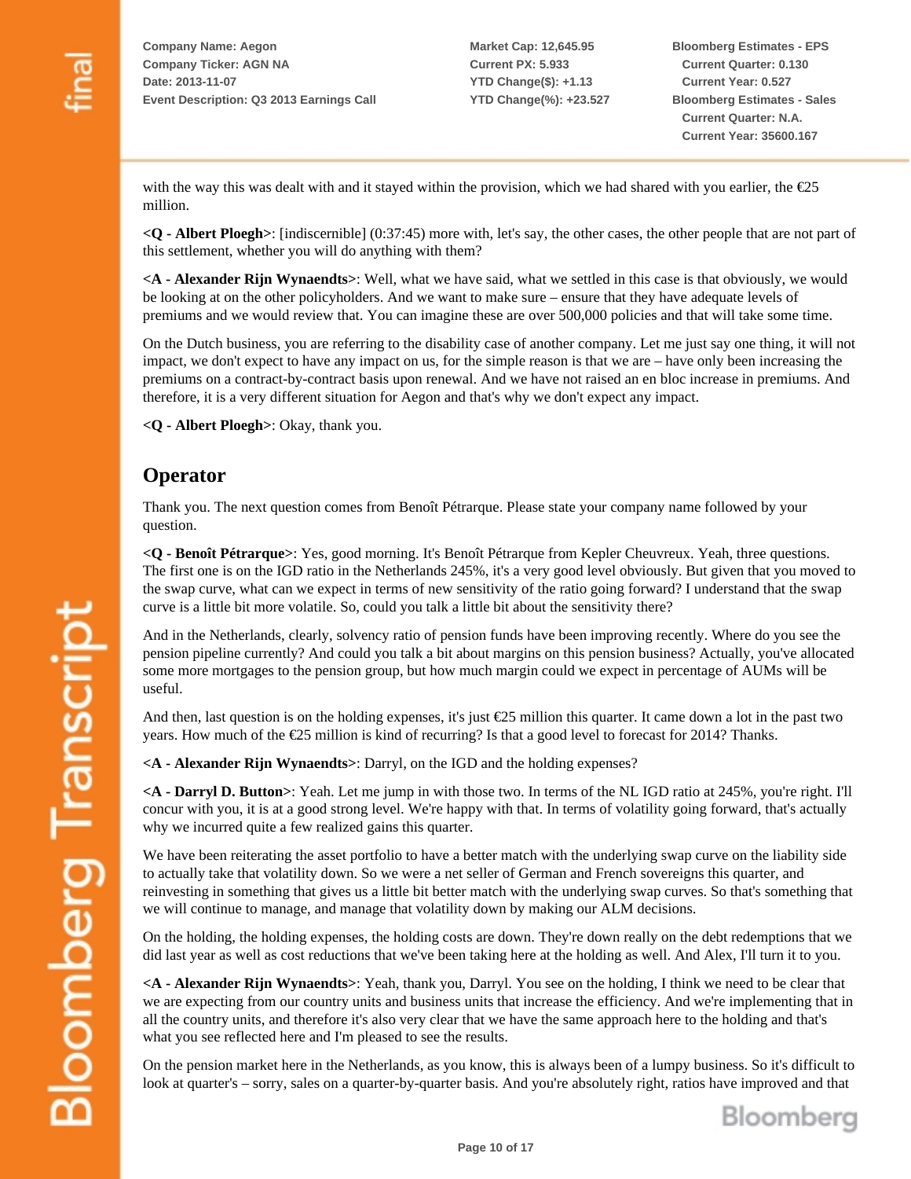with the way this was dealt with and it stayed within the provision, which we had shared with you earlier, the €25 million.

**<Q - Albert Ploegh>**: [indiscernible] (0:37:45) more with, let's say, the other cases, the other people that are not part of this settlement, whether you will do anything with them?

**<A - Alexander Rijn Wynaendts>**: Well, what we have said, what we settled in this case is that obviously, we would be looking at on the other policyholders. And we want to make sure – ensure that they have adequate levels of premiums and we would review that. You can imagine these are over 500,000 policies and that will take some time.

On the Dutch business, you are referring to the disability case of another company. Let me just say one thing, it will not impact, we don't expect to have any impact on us, for the simple reason is that we are – have only been increasing the premiums on a contract-by-contract basis upon renewal. And we have not raised an en bloc increase in premiums. And therefore, it is a very different situation for Aegon and that's why we don't expect any impact.

**<Q - Albert Ploegh>**: Okay, thank you.

## Operator

Thank you. The next question comes from Benoît Pétrarque. Please state your company name followed by your question.

**<Q - Benoît Pétrarque>**: Yes, good morning. It's Benoît Pétrarque from Kepler Cheuvreux. Yeah, three questions. The first one is on the IGD ratio in the Netherlands 245%, it's a very good level obviously. But given that you moved to the swap curve, what can we expect in terms of new sensitivity of the ratio going forward? I understand that the swap curve is a little bit more volatile. So, could you talk a little bit about the sensitivity there?

And in the Netherlands, clearly, solvency ratio of pension funds have been improving recently. Where do you see the pension pipeline currently? And could you talk a bit about margins on this pension business? Actually, you've allocated some more mortgages to the pension group, but how much margin could we expect in percentage of AUMs will be useful.

And then, last question is on the holding expenses, it's just €25 million this quarter. It came down a lot in the past two years. How much of the €25 million is kind of recurring? Is that a good level to forecast for 2014? Thanks.

**<A - Alexander Rijn Wynaendts>**: Darryl, on the IGD and the holding expenses?

**<A - Darryl D. Button>**: Yeah. Let me jump in with those two. In terms of the NL IGD ratio at 245%, you're right. I'll concur with you, it is at a good strong level. We're happy with that. In terms of volatility going forward, that's actually why we incurred quite a few realized gains this quarter.

We have been reiterating the asset portfolio to have a better match with the underlying swap curve on the liability side to actually take that volatility down. So we were a net seller of German and French sovereigns this quarter, and reinvesting in something that gives us a little bit better match with the underlying swap curves. So that's something that we will continue to manage, and manage that volatility down by making our ALM decisions.

On the holding, the holding expenses, the holding costs are down. They're down really on the debt redemptions that we did last year as well as cost reductions that we've been taking here at the holding as well. And Alex, I'll turn it to you.

**<A - Alexander Rijn Wynaendts>**: Yeah, thank you, Darryl. You see on the holding, I think we need to be clear that we are expecting from our country units and business units that increase the efficiency. And we're implementing that in all the country units, and therefore it's also very clear that we have the same approach here to the holding and that's what you see reflected here and I'm pleased to see the results.

On the pension market here in the Netherlands, as you know, this is always been of a lumpy business. So it's difficult to look at quarter's – sorry, sales on a quarter-by-quarter basis. And you're absolutely right, ratios have improved and that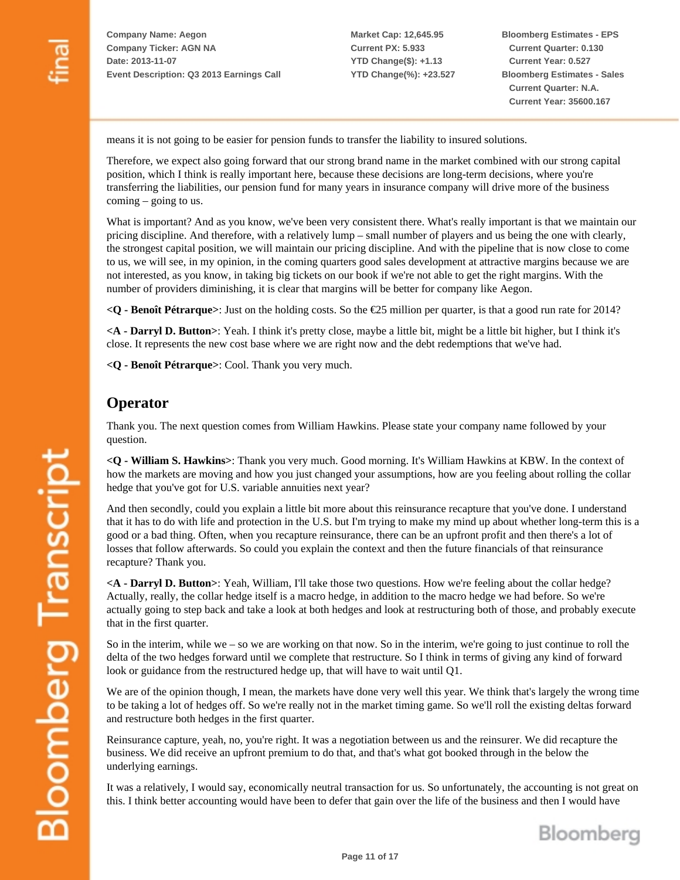means it is not going to be easier for pension funds to transfer the liability to insured solutions.

Therefore, we expect also going forward that our strong brand name in the market combined with our strong capital position, which I think is really important here, because these decisions are long-term decisions, where you're transferring the liabilities, our pension fund for many years in insurance company will drive more of the business coming – going to us.

What is important? And as you know, we've been very consistent there. What's really important is that we maintain our pricing discipline. And therefore, with a relatively lump – small number of players and us being the one with clearly, the strongest capital position, we will maintain our pricing discipline. And with the pipeline that is now close to come to us, we will see, in my opinion, in the coming quarters good sales development at attractive margins because we are not interested, as you know, in taking big tickets on our book if we're not able to get the right margins. With the number of providers diminishing, it is clear that margins will be better for company like Aegon.

**<Q - Benoît Pétrarque>**: Just on the holding costs. So the €25 million per quarter, is that a good run rate for 2014?

**<A - Darryl D. Button>**: Yeah. I think it's pretty close, maybe a little bit, might be a little bit higher, but I think it's close. It represents the new cost base where we are right now and the debt redemptions that we've had.

**<Q - Benoît Pétrarque>**: Cool. Thank you very much.

## Operator

Thank you. The next question comes from William Hawkins. Please state your company name followed by your question.

**<Q - William S. Hawkins>**: Thank you very much. Good morning. It's William Hawkins at KBW. In the context of how the markets are moving and how you just changed your assumptions, how are you feeling about rolling the collar hedge that you've got for U.S. variable annuities next year?

And then secondly, could you explain a little bit more about this reinsurance recapture that you've done. I understand that it has to do with life and protection in the U.S. but I'm trying to make my mind up about whether long-term this is a good or a bad thing. Often, when you recapture reinsurance, there can be an upfront profit and then there's a lot of losses that follow afterwards. So could you explain the context and then the future financials of that reinsurance recapture? Thank you.

**<A - Darryl D. Button>**: Yeah, William, I'll take those two questions. How we're feeling about the collar hedge? Actually, really, the collar hedge itself is a macro hedge, in addition to the macro hedge we had before. So we're actually going to step back and take a look at both hedges and look at restructuring both of those, and probably execute that in the first quarter.

So in the interim, while we – so we are working on that now. So in the interim, we're going to just continue to roll the delta of the two hedges forward until we complete that restructure. So I think in terms of giving any kind of forward look or guidance from the restructured hedge up, that will have to wait until Q1.

We are of the opinion though, I mean, the markets have done very well this year. We think that's largely the wrong time to be taking a lot of hedges off. So we're really not in the market timing game. So we'll roll the existing deltas forward and restructure both hedges in the first quarter.

Reinsurance capture, yeah, no, you're right. It was a negotiation between us and the reinsurer. We did recapture the business. We did receive an upfront premium to do that, and that's what got booked through in the below the underlying earnings.

It was a relatively, I would say, economically neutral transaction for us. So unfortunately, the accounting is not great on this. I think better accounting would have been to defer that gain over the life of the business and then I would have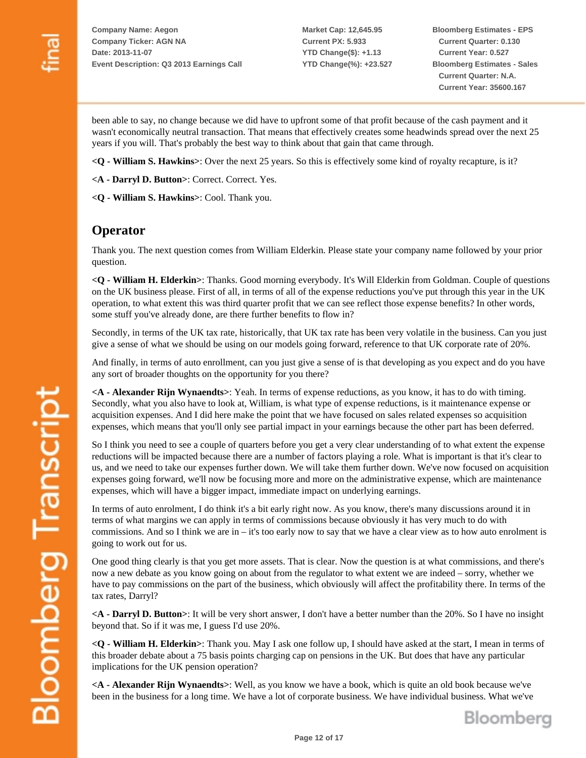been able to say, no change because we did have to upfront some of that profit because of the cash payment and it wasn't economically neutral transaction. That means that effectively creates some headwinds spread over the next 25 years if you will. That's probably the best way to think about that gain that came through.

**<Q - William S. Hawkins>**: Over the next 25 years. So this is effectively some kind of royalty recapture, is it?

**<A - Darryl D. Button>**: Correct. Correct. Yes.

**<Q - William S. Hawkins>**: Cool. Thank you.

## Operator

Thank you. The next question comes from William Elderkin. Please state your company name followed by your prior question.

**<Q - William H. Elderkin>**: Thanks. Good morning everybody. It's Will Elderkin from Goldman. Couple of questions on the UK business please. First of all, in terms of all of the expense reductions you've put through this year in the UK operation, to what extent this was third quarter profit that we can see reflect those expense benefits? In other words, some stuff you've already done, are there further benefits to flow in?

Secondly, in terms of the UK tax rate, historically, that UK tax rate has been very volatile in the business. Can you just give a sense of what we should be using on our models going forward, reference to that UK corporate rate of 20%.

And finally, in terms of auto enrollment, can you just give a sense of is that developing as you expect and do you have any sort of broader thoughts on the opportunity for you there?

**<A - Alexander Rijn Wynaendts>**: Yeah. In terms of expense reductions, as you know, it has to do with timing. Secondly, what you also have to look at, William, is what type of expense reductions, is it maintenance expense or acquisition expenses. And I did here make the point that we have focused on sales related expenses so acquisition expenses, which means that you'll only see partial impact in your earnings because the other part has been deferred.

So I think you need to see a couple of quarters before you get a very clear understanding of to what extent the expense reductions will be impacted because there are a number of factors playing a role. What is important is that it's clear to us, and we need to take our expenses further down. We will take them further down. We've now focused on acquisition expenses going forward, we'll now be focusing more and more on the administrative expense, which are maintenance expenses, which will have a bigger impact, immediate impact on underlying earnings.

In terms of auto enrolment, I do think it's a bit early right now. As you know, there's many discussions around it in terms of what margins we can apply in terms of commissions because obviously it has very much to do with commissions. And so I think we are in – it's too early now to say that we have a clear view as to how auto enrolment is going to work out for us.

One good thing clearly is that you get more assets. That is clear. Now the question is at what commissions, and there's now a new debate as you know going on about from the regulator to what extent we are indeed – sorry, whether we have to pay commissions on the part of the business, which obviously will affect the profitability there. In terms of the tax rates, Darryl?

**<A - Darryl D. Button>**: It will be very short answer, I don't have a better number than the 20%. So I have no insight beyond that. So if it was me, I guess I'd use 20%.

**<Q - William H. Elderkin>**: Thank you. May I ask one follow up, I should have asked at the start, I mean in terms of this broader debate about a 75 basis points charging cap on pensions in the UK. But does that have any particular implications for the UK pension operation?

**<A - Alexander Rijn Wynaendts>**: Well, as you know we have a book, which is quite an old book because we've been in the business for a long time. We have a lot of corporate business. We have individual business. What we've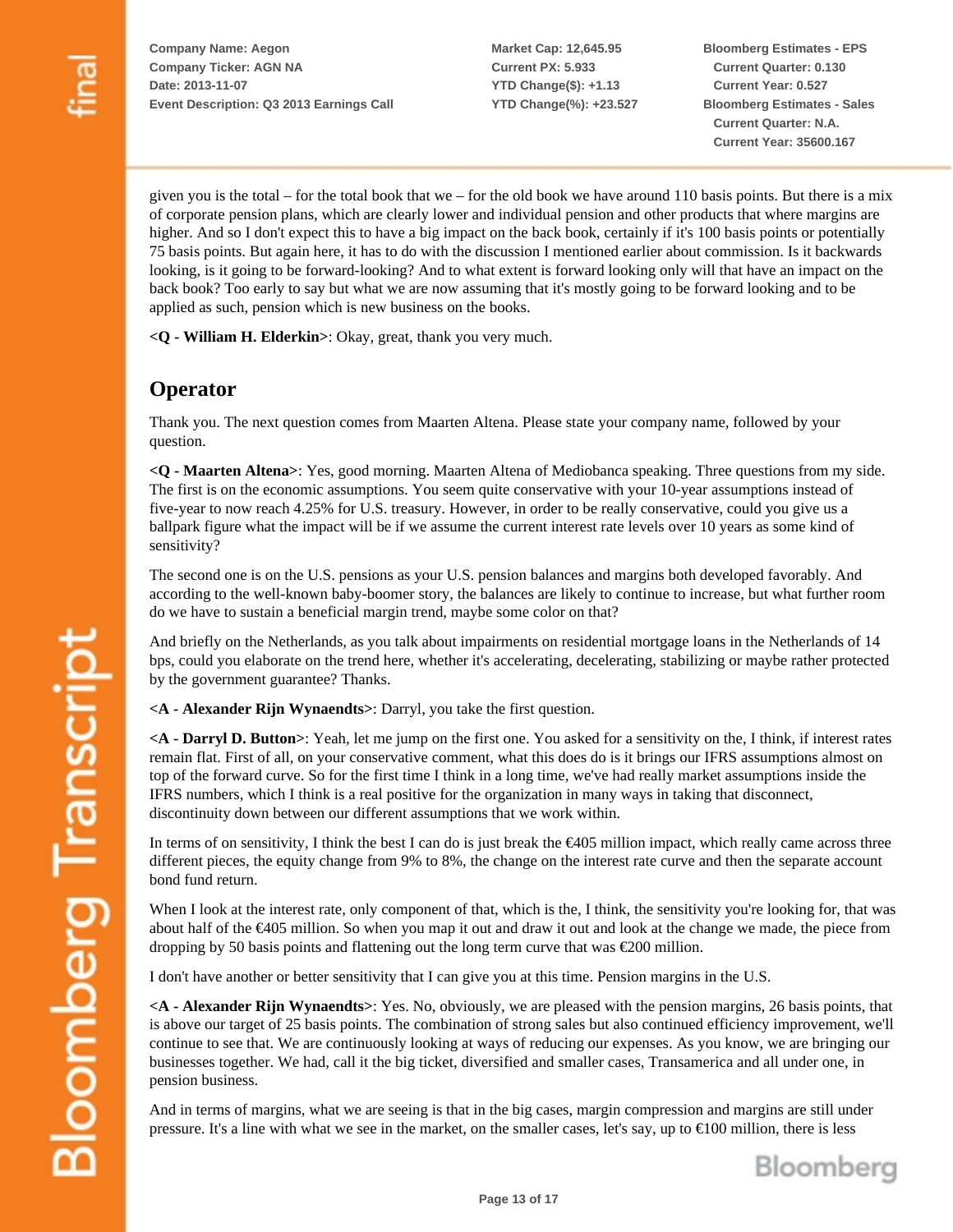given you is the total – for the total book that we – for the old book we have around 110 basis points. But there is a mix of corporate pension plans, which are clearly lower and individual pension and other products that where margins are higher. And so I don't expect this to have a big impact on the back book, certainly if it's 100 basis points or potentially 75 basis points. But again here, it has to do with the discussion I mentioned earlier about commission. Is it backwards looking, is it going to be forward-looking? And to what extent is forward looking only will that have an impact on the back book? Too early to say but what we are now assuming that it's mostly going to be forward looking and to be applied as such, pension which is new business on the books.

**<Q - William H. Elderkin>**: Okay, great, thank you very much.

## Operator

Thank you. The next question comes from Maarten Altena. Please state your company name, followed by your question.

**<Q - Maarten Altena>**: Yes, good morning. Maarten Altena of Mediobanca speaking. Three questions from my side. The first is on the economic assumptions. You seem quite conservative with your 10-year assumptions instead of five-year to now reach 4.25% for U.S. treasury. However, in order to be really conservative, could you give us a ballpark figure what the impact will be if we assume the current interest rate levels over 10 years as some kind of sensitivity?

The second one is on the U.S. pensions as your U.S. pension balances and margins both developed favorably. And according to the well-known baby-boomer story, the balances are likely to continue to increase, but what further room do we have to sustain a beneficial margin trend, maybe some color on that?

And briefly on the Netherlands, as you talk about impairments on residential mortgage loans in the Netherlands of 14 bps, could you elaborate on the trend here, whether it's accelerating, decelerating, stabilizing or maybe rather protected by the government guarantee? Thanks.

**<A - Alexander Rijn Wynaendts>**: Darryl, you take the first question.

**<A - Darryl D. Button>**: Yeah, let me jump on the first one. You asked for a sensitivity on the, I think, if interest rates remain flat. First of all, on your conservative comment, what this does do is it brings our IFRS assumptions almost on top of the forward curve. So for the first time I think in a long time, we've had really market assumptions inside the IFRS numbers, which I think is a real positive for the organization in many ways in taking that disconnect, discontinuity down between our different assumptions that we work within.

In terms of on sensitivity, I think the best I can do is just break the €405 million impact, which really came across three different pieces, the equity change from 9% to 8%, the change on the interest rate curve and then the separate account bond fund return.

When I look at the interest rate, only component of that, which is the, I think, the sensitivity you're looking for, that was about half of the €405 million. So when you map it out and draw it out and look at the change we made, the piece from dropping by 50 basis points and flattening out the long term curve that was €200 million.

I don't have another or better sensitivity that I can give you at this time. Pension margins in the U.S.

**<A - Alexander Rijn Wynaendts>**: Yes. No, obviously, we are pleased with the pension margins, 26 basis points, that is above our target of 25 basis points. The combination of strong sales but also continued efficiency improvement, we'll continue to see that. We are continuously looking at ways of reducing our expenses. As you know, we are bringing our businesses together. We had, call it the big ticket, diversified and smaller cases, Transamerica and all under one, in pension business.

And in terms of margins, what we are seeing is that in the big cases, margin compression and margins are still under pressure. It's a line with what we see in the market, on the smaller cases, let's say, up to €100 million, there is less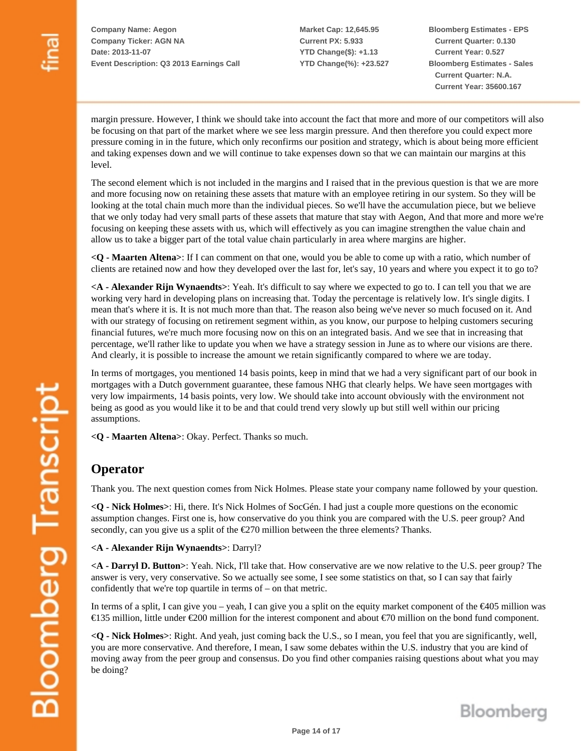margin pressure. However, I think we should take into account the fact that more and more of our competitors will also be focusing on that part of the market where we see less margin pressure. And then therefore you could expect more pressure coming in in the future, which only reconfirms our position and strategy, which is about being more efficient and taking expenses down and we will continue to take expenses down so that we can maintain our margins at this level.

The second element which is not included in the margins and I raised that in the previous question is that we are more and more focusing now on retaining these assets that mature with an employee retiring in our system. So they will be looking at the total chain much more than the individual pieces. So we'll have the accumulation piece, but we believe that we only today had very small parts of these assets that mature that stay with Aegon, And that more and more we're focusing on keeping these assets with us, which will effectively as you can imagine strengthen the value chain and allow us to take a bigger part of the total value chain particularly in area where margins are higher.

**<Q - Maarten Altena>**: If I can comment on that one, would you be able to come up with a ratio, which number of clients are retained now and how they developed over the last for, let's say, 10 years and where you expect it to go to?

**<A - Alexander Rijn Wynaendts>**: Yeah. It's difficult to say where we expected to go to. I can tell you that we are working very hard in developing plans on increasing that. Today the percentage is relatively low. It's single digits. I mean that's where it is. It is not much more than that. The reason also being we've never so much focused on it. And with our strategy of focusing on retirement segment within, as you know, our purpose to helping customers securing financial futures, we're much more focusing now on this on an integrated basis. And we see that in increasing that percentage, we'll rather like to update you when we have a strategy session in June as to where our visions are there. And clearly, it is possible to increase the amount we retain significantly compared to where we are today.

In terms of mortgages, you mentioned 14 basis points, keep in mind that we had a very significant part of our book in mortgages with a Dutch government guarantee, these famous NHG that clearly helps. We have seen mortgages with very low impairments, 14 basis points, very low. We should take into account obviously with the environment not being as good as you would like it to be and that could trend very slowly up but still well within our pricing assumptions.

**<Q - Maarten Altena>**: Okay. Perfect. Thanks so much.

## Operator

Thank you. The next question comes from Nick Holmes. Please state your company name followed by your question.

**<Q - Nick Holmes>**: Hi, there. It's Nick Holmes of SocGén. I had just a couple more questions on the economic assumption changes. First one is, how conservative do you think you are compared with the U.S. peer group? And secondly, can you give us a split of the €270 million between the three elements? Thanks.

**<A - Alexander Rijn Wynaendts>**: Darryl?

**<A - Darryl D. Button>**: Yeah. Nick, I'll take that. How conservative are we now relative to the U.S. peer group? The answer is very, very conservative. So we actually see some, I see some statistics on that, so I can say that fairly confidently that we're top quartile in terms of – on that metric.

In terms of a split, I can give you – yeah, I can give you a split on the equity market component of the €405 million was €135 million, little under €200 million for the interest component and about €70 million on the bond fund component.

**<Q - Nick Holmes>**: Right. And yeah, just coming back the U.S., so I mean, you feel that you are significantly, well, you are more conservative. And therefore, I mean, I saw some debates within the U.S. industry that you are kind of moving away from the peer group and consensus. Do you find other companies raising questions about what you may be doing?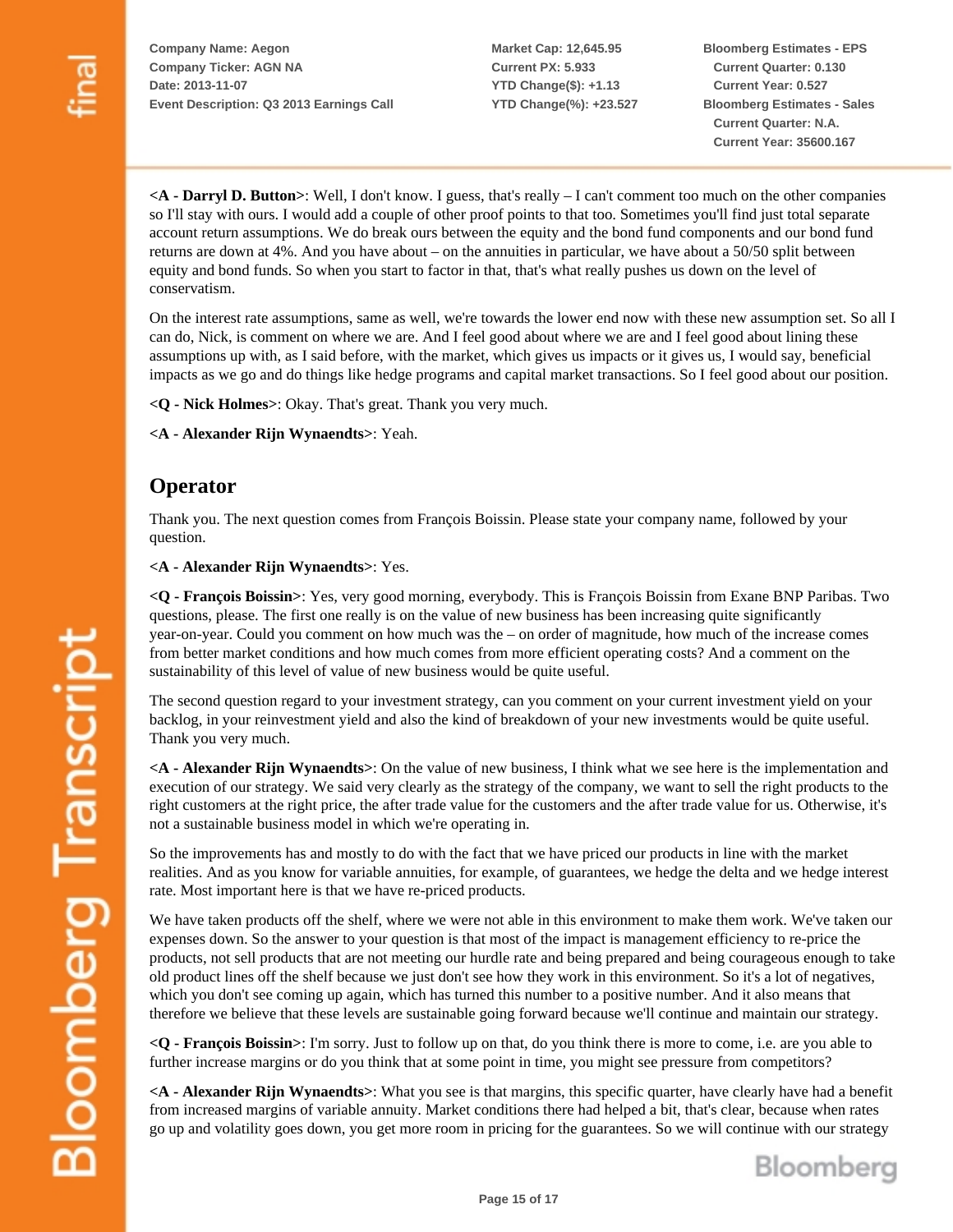**<A - Darryl D. Button>**: Well, I don't know. I guess, that's really – I can't comment too much on the other companies so I'll stay with ours. I would add a couple of other proof points to that too. Sometimes you'll find just total separate account return assumptions. We do break ours between the equity and the bond fund components and our bond fund returns are down at 4%. And you have about – on the annuities in particular, we have about a 50/50 split between equity and bond funds. So when you start to factor in that, that's what really pushes us down on the level of conservatism.

On the interest rate assumptions, same as well, we're towards the lower end now with these new assumption set. So all I can do, Nick, is comment on where we are. And I feel good about where we are and I feel good about lining these assumptions up with, as I said before, with the market, which gives us impacts or it gives us, I would say, beneficial impacts as we go and do things like hedge programs and capital market transactions. So I feel good about our position.

**<Q - Nick Holmes>**: Okay. That's great. Thank you very much.

**<A - Alexander Rijn Wynaendts>**: Yeah.

## Operator

Thank you. The next question comes from François Boissin. Please state your company name, followed by your question.

**<A - Alexander Rijn Wynaendts>**: Yes.

**<Q - François Boissin>**: Yes, very good morning, everybody. This is François Boissin from Exane BNP Paribas. Two questions, please. The first one really is on the value of new business has been increasing quite significantly year-on-year. Could you comment on how much was the – on order of magnitude, how much of the increase comes from better market conditions and how much comes from more efficient operating costs? And a comment on the sustainability of this level of value of new business would be quite useful.

The second question regard to your investment strategy, can you comment on your current investment yield on your backlog, in your reinvestment yield and also the kind of breakdown of your new investments would be quite useful. Thank you very much.

**<A - Alexander Rijn Wynaendts>**: On the value of new business, I think what we see here is the implementation and execution of our strategy. We said very clearly as the strategy of the company, we want to sell the right products to the right customers at the right price, the after trade value for the customers and the after trade value for us. Otherwise, it's not a sustainable business model in which we're operating in.

So the improvements has and mostly to do with the fact that we have priced our products in line with the market realities. And as you know for variable annuities, for example, of guarantees, we hedge the delta and we hedge interest rate. Most important here is that we have re-priced products.

We have taken products off the shelf, where we were not able in this environment to make them work. We've taken our expenses down. So the answer to your question is that most of the impact is management efficiency to re-price the products, not sell products that are not meeting our hurdle rate and being prepared and being courageous enough to take old product lines off the shelf because we just don't see how they work in this environment. So it's a lot of negatives, which you don't see coming up again, which has turned this number to a positive number. And it also means that therefore we believe that these levels are sustainable going forward because we'll continue and maintain our strategy.

**<Q - François Boissin>**: I'm sorry. Just to follow up on that, do you think there is more to come, i.e. are you able to further increase margins or do you think that at some point in time, you might see pressure from competitors?

**<A - Alexander Rijn Wynaendts>**: What you see is that margins, this specific quarter, have clearly have had a benefit from increased margins of variable annuity. Market conditions there had helped a bit, that's clear, because when rates go up and volatility goes down, you get more room in pricing for the guarantees. So we will continue with our strategy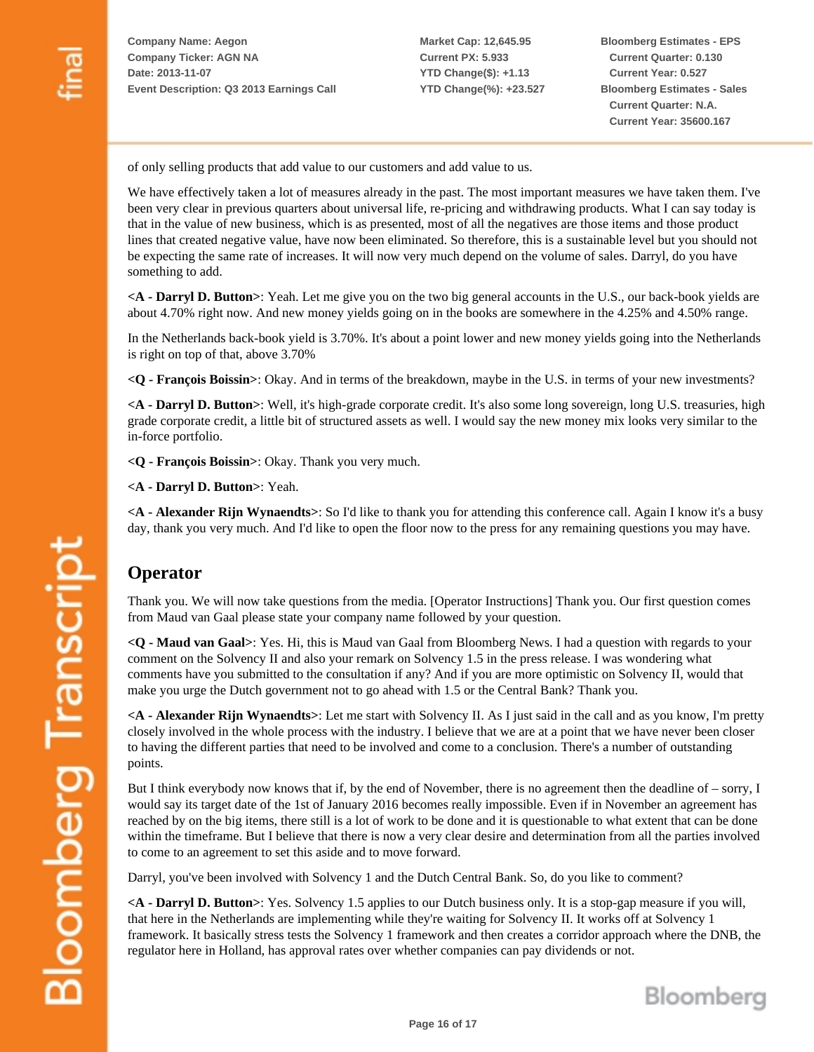of only selling products that add value to our customers and add value to us.

We have effectively taken a lot of measures already in the past. The most important measures we have taken them. I've been very clear in previous quarters about universal life, re-pricing and withdrawing products. What I can say today is that in the value of new business, which is as presented, most of all the negatives are those items and those product lines that created negative value, have now been eliminated. So therefore, this is a sustainable level but you should not be expecting the same rate of increases. It will now very much depend on the volume of sales. Darryl, do you have something to add.

**<A - Darryl D. Button>**: Yeah. Let me give you on the two big general accounts in the U.S., our back-book yields are about 4.70% right now. And new money yields going on in the books are somewhere in the 4.25% and 4.50% range.

In the Netherlands back-book yield is 3.70%. It's about a point lower and new money yields going into the Netherlands is right on top of that, above 3.70%

**<Q - François Boissin>**: Okay. And in terms of the breakdown, maybe in the U.S. in terms of your new investments?

**<A - Darryl D. Button>**: Well, it's high-grade corporate credit. It's also some long sovereign, long U.S. treasuries, high grade corporate credit, a little bit of structured assets as well. I would say the new money mix looks very similar to the in-force portfolio.

**<Q - François Boissin>**: Okay. Thank you very much.

**<A - Darryl D. Button>**: Yeah.

**<A - Alexander Rijn Wynaendts>**: So I'd like to thank you for attending this conference call. Again I know it's a busy day, thank you very much. And I'd like to open the floor now to the press for any remaining questions you may have.

## Operator

Thank you. We will now take questions from the media. [Operator Instructions] Thank you. Our first question comes from Maud van Gaal please state your company name followed by your question.

**<Q - Maud van Gaal>**: Yes. Hi, this is Maud van Gaal from Bloomberg News. I had a question with regards to your comment on the Solvency II and also your remark on Solvency 1.5 in the press release. I was wondering what comments have you submitted to the consultation if any? And if you are more optimistic on Solvency II, would that make you urge the Dutch government not to go ahead with 1.5 or the Central Bank? Thank you.

**<A - Alexander Rijn Wynaendts>**: Let me start with Solvency II. As I just said in the call and as you know, I'm pretty closely involved in the whole process with the industry. I believe that we are at a point that we have never been closer to having the different parties that need to be involved and come to a conclusion. There's a number of outstanding points.

But I think everybody now knows that if, by the end of November, there is no agreement then the deadline of – sorry, I would say its target date of the 1st of January 2016 becomes really impossible. Even if in November an agreement has reached by on the big items, there still is a lot of work to be done and it is questionable to what extent that can be done within the timeframe. But I believe that there is now a very clear desire and determination from all the parties involved to come to an agreement to set this aside and to move forward.

Darryl, you've been involved with Solvency 1 and the Dutch Central Bank. So, do you like to comment?

**<A - Darryl D. Button>**: Yes. Solvency 1.5 applies to our Dutch business only. It is a stop-gap measure if you will, that here in the Netherlands are implementing while they're waiting for Solvency II. It works off at Solvency 1 framework. It basically stress tests the Solvency 1 framework and then creates a corridor approach where the DNB, the regulator here in Holland, has approval rates over whether companies can pay dividends or not.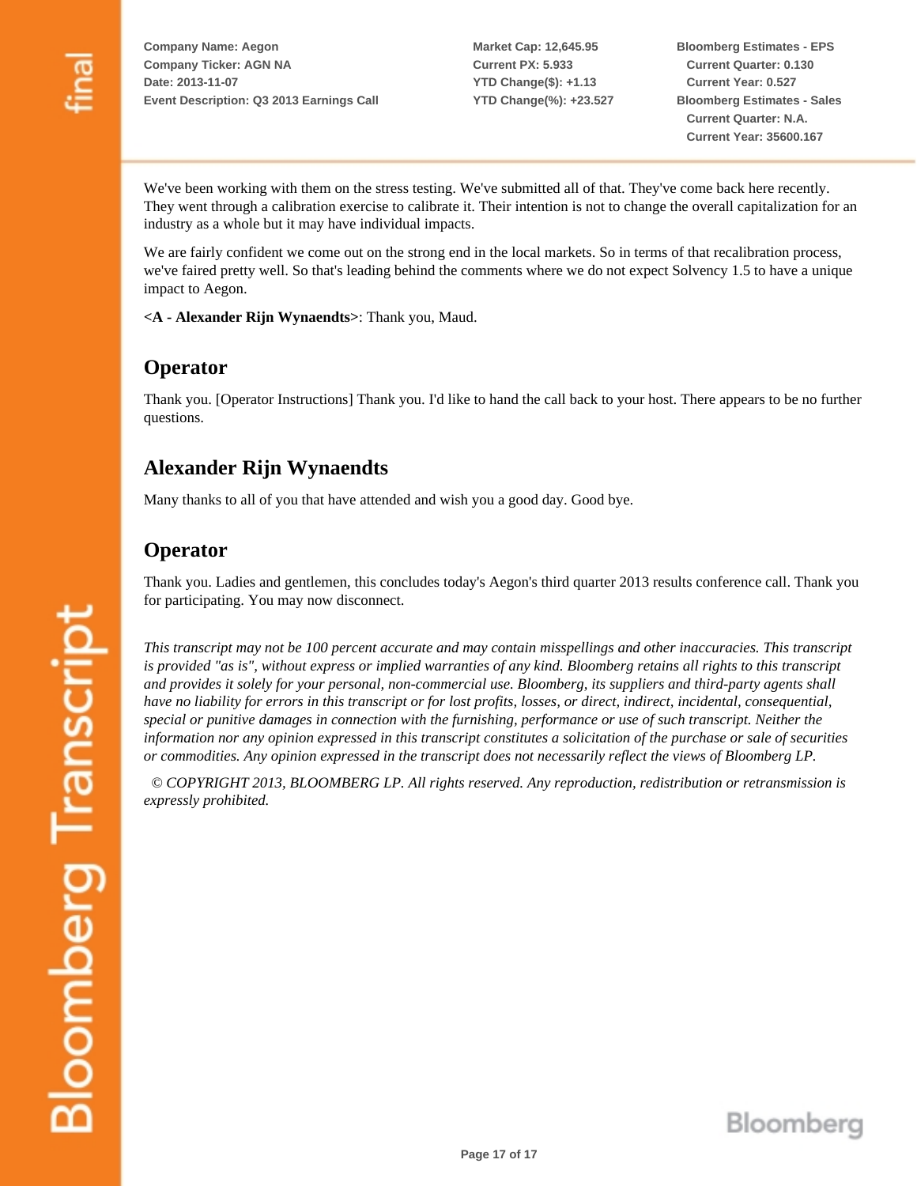We've been working with them on the stress testing. We've submitted all of that. They've come back here recently. They went through a calibration exercise to calibrate it. Their intention is not to change the overall capitalization for an industry as a whole but it may have individual impacts.

We are fairly confident we come out on the strong end in the local markets. So in terms of that recalibration process, we've faired pretty well. So that's leading behind the comments where we do not expect Solvency 1.5 to have a unique impact to Aegon.

**<A - Alexander Rijn Wynaendts>**: Thank you, Maud.

## Operator

Thank you. [Operator Instructions] Thank you. I'd like to hand the call back to your host. There appears to be no further questions.

## Alexander Rijn Wynaendts

Many thanks to all of you that have attended and wish you a good day. Good bye.

## Operator

Thank you. Ladies and gentlemen, this concludes today's Aegon's third quarter 2013 results conference call. Thank you for participating. You may now disconnect.

*This transcript may not be 100 percent accurate and may contain misspellings and other inaccuracies. This transcript is provided "as is", without express or implied warranties of any kind. Bloomberg retains all rights to this transcript and provides it solely for your personal, non-commercial use. Bloomberg, its suppliers and third-party agents shall have no liability for errors in this transcript or for lost profits, losses, or direct, indirect, incidental, consequential, special or punitive damages in connection with the furnishing, performance or use of such transcript. Neither the information nor any opinion expressed in this transcript constitutes a solicitation of the purchase or sale of securities or commodities. Any opinion expressed in the transcript does not necessarily reflect the views of Bloomberg LP.*

*© COPYRIGHT 2013, BLOOMBERG LP. All rights reserved. Any reproduction, redistribution or retransmission is expressly prohibited.*